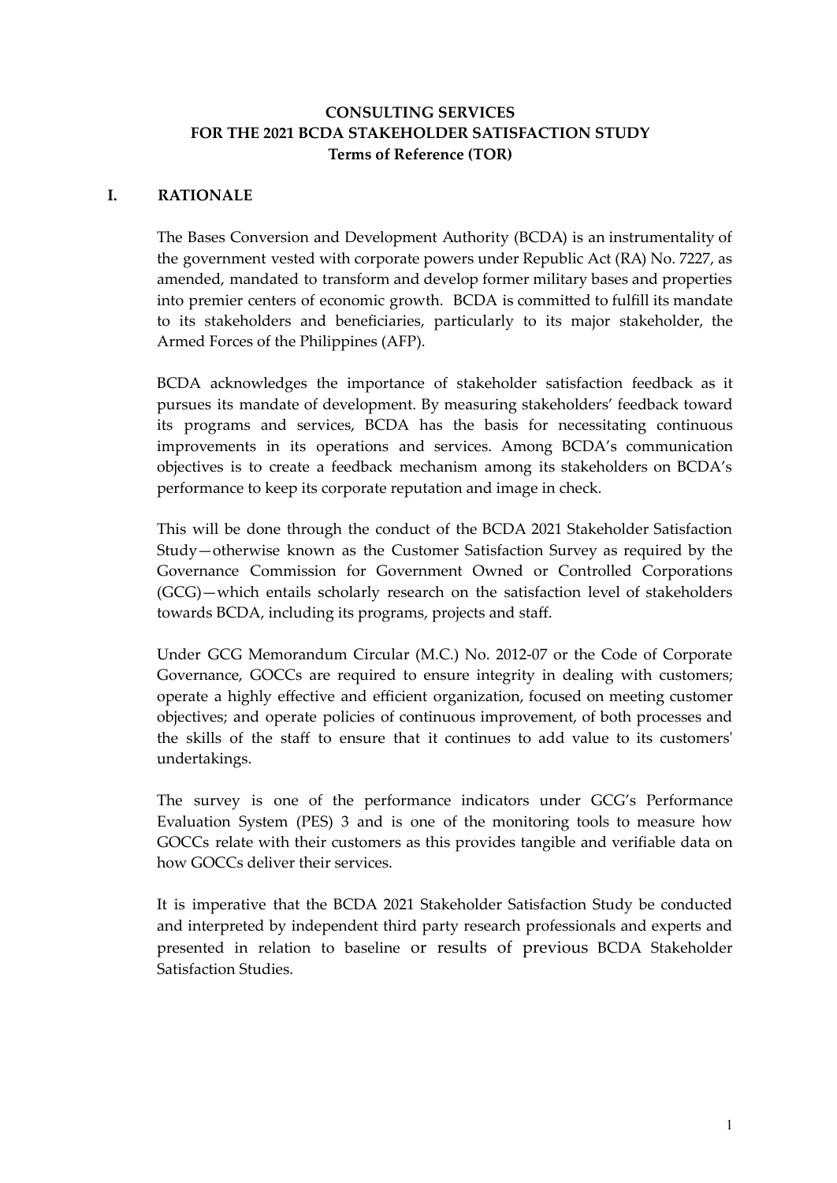**CONSULTING SERVICES**
**FOR THE 2021 BCDA STAKEHOLDER SATISFACTION STUDY**
**Terms of Reference (TOR)**

## I. RATIONALE

The Bases Conversion and Development Authority (BCDA) is an instrumentality of the government vested with corporate powers under Republic Act (RA) No. 7227, as amended, mandated to transform and develop former military bases and properties into premier centers of economic growth. BCDA is committed to fulfill its mandate to its stakeholders and beneficiaries, particularly to its major stakeholder, the Armed Forces of the Philippines (AFP).

BCDA acknowledges the importance of stakeholder satisfaction feedback as it pursues its mandate of development. By measuring stakeholders' feedback toward its programs and services, BCDA has the basis for necessitating continuous improvements in its operations and services. Among BCDA's communication objectives is to create a feedback mechanism among its stakeholders on BCDA's performance to keep its corporate reputation and image in check.

This will be done through the conduct of the BCDA 2021 Stakeholder Satisfaction Study—otherwise known as the Customer Satisfaction Survey as required by the Governance Commission for Government Owned or Controlled Corporations (GCG)—which entails scholarly research on the satisfaction level of stakeholders towards BCDA, including its programs, projects and staff.

Under GCG Memorandum Circular (M.C.) No. 2012-07 or the Code of Corporate Governance, GOCCs are required to ensure integrity in dealing with customers; operate a highly effective and efficient organization, focused on meeting customer objectives; and operate policies of continuous improvement, of both processes and the skills of the staff to ensure that it continues to add value to its customers' undertakings.

The survey is one of the performance indicators under GCG's Performance Evaluation System (PES) 3 and is one of the monitoring tools to measure how GOCCs relate with their customers as this provides tangible and verifiable data on how GOCCs deliver their services.

It is imperative that the BCDA 2021 Stakeholder Satisfaction Study be conducted and interpreted by independent third party research professionals and experts and presented in relation to baseline or results of previous BCDA Stakeholder Satisfaction Studies.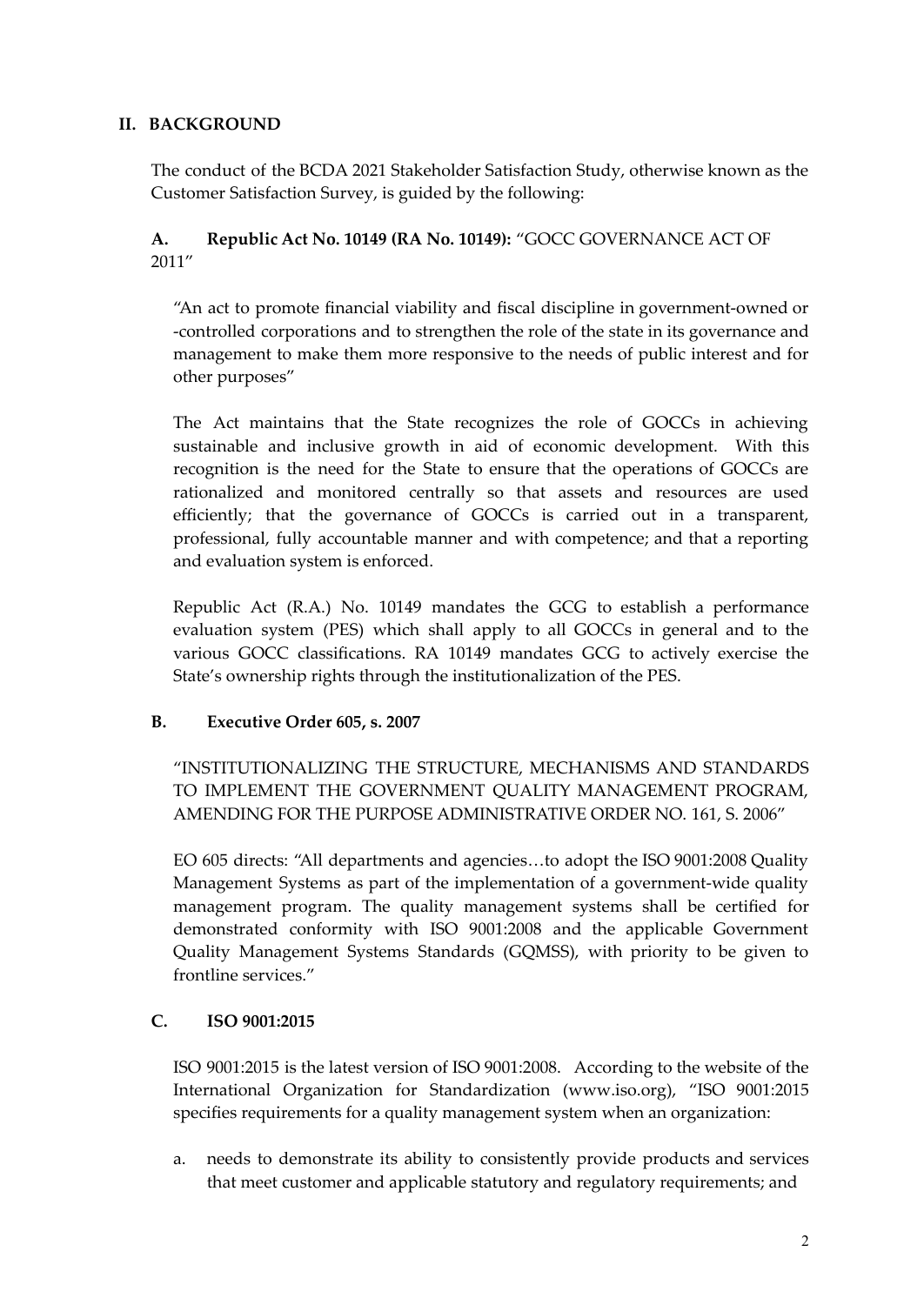## II. BACKGROUND

The conduct of the BCDA 2021 Stakeholder Satisfaction Study, otherwise known as the Customer Satisfaction Survey, is guided by the following:

### A. Republic Act No. 10149 (RA No. 10149): "GOCC GOVERNANCE ACT OF 2011"

"An act to promote financial viability and fiscal discipline in government-owned or -controlled corporations and to strengthen the role of the state in its governance and management to make them more responsive to the needs of public interest and for other purposes"

The Act maintains that the State recognizes the role of GOCCs in achieving sustainable and inclusive growth in aid of economic development. With this recognition is the need for the State to ensure that the operations of GOCCs are rationalized and monitored centrally so that assets and resources are used efficiently; that the governance of GOCCs is carried out in a transparent, professional, fully accountable manner and with competence; and that a reporting and evaluation system is enforced.

Republic Act (R.A.) No. 10149 mandates the GCG to establish a performance evaluation system (PES) which shall apply to all GOCCs in general and to the various GOCC classifications. RA 10149 mandates GCG to actively exercise the State's ownership rights through the institutionalization of the PES.

### B. Executive Order 605, s. 2007

"INSTITUTIONALIZING THE STRUCTURE, MECHANISMS AND STANDARDS TO IMPLEMENT THE GOVERNMENT QUALITY MANAGEMENT PROGRAM, AMENDING FOR THE PURPOSE ADMINISTRATIVE ORDER NO. 161, S. 2006"

EO 605 directs: "All departments and agencies…to adopt the ISO 9001:2008 Quality Management Systems as part of the implementation of a government-wide quality management program. The quality management systems shall be certified for demonstrated conformity with ISO 9001:2008 and the applicable Government Quality Management Systems Standards (GQMSS), with priority to be given to frontline services."

### C. ISO 9001:2015

ISO 9001:2015 is the latest version of ISO 9001:2008. According to the website of the International Organization for Standardization (www.iso.org), "ISO 9001:2015 specifies requirements for a quality management system when an organization:

a. needs to demonstrate its ability to consistently provide products and services that meet customer and applicable statutory and regulatory requirements; and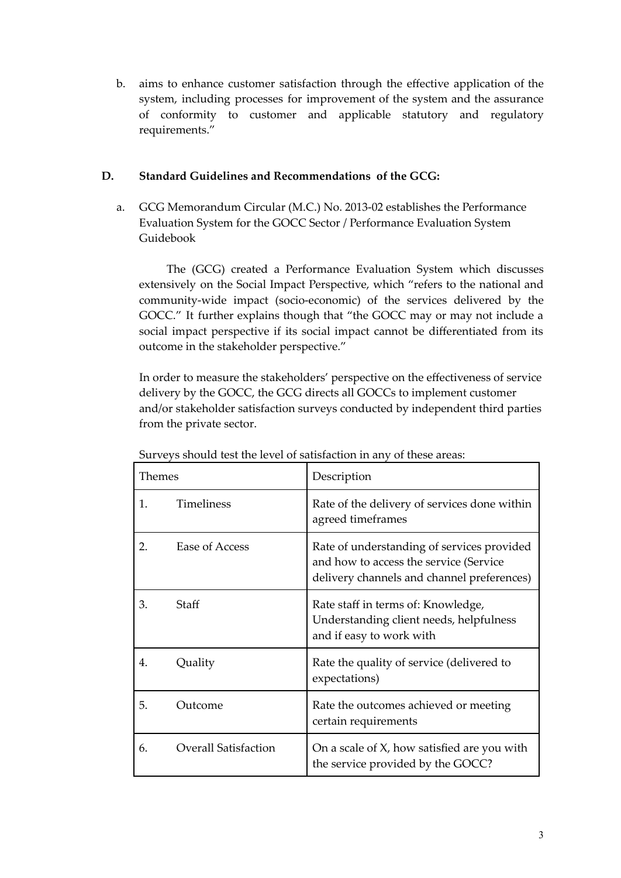b. aims to enhance customer satisfaction through the effective application of the system, including processes for improvement of the system and the assurance of conformity to customer and applicable statutory and regulatory requirements."

## D. Standard Guidelines and Recommendations of the GCG:

a. GCG Memorandum Circular (M.C.) No. 2013-02 establishes the Performance Evaluation System for the GOCC Sector / Performance Evaluation System Guidebook

The (GCG) created a Performance Evaluation System which discusses extensively on the Social Impact Perspective, which "refers to the national and community-wide impact (socio-economic) of the services delivered by the GOCC." It further explains though that "the GOCC may or may not include a social impact perspective if its social impact cannot be differentiated from its outcome in the stakeholder perspective."

In order to measure the stakeholders' perspective on the effectiveness of service delivery by the GOCC, the GCG directs all GOCCs to implement customer and/or stakeholder satisfaction surveys conducted by independent third parties from the private sector.

Surveys should test the level of satisfaction in any of these areas:

| Themes | Description |
|---|---|
| 1. Timeliness | Rate of the delivery of services done within agreed timeframes |
| 2. Ease of Access | Rate of understanding of services provided and how to access the service (Service delivery channels and channel preferences) |
| 3. Staff | Rate staff in terms of: Knowledge, Understanding client needs, helpfulness and if easy to work with |
| 4. Quality | Rate the quality of service (delivered to expectations) |
| 5. Outcome | Rate the outcomes achieved or meeting certain requirements |
| 6. Overall Satisfaction | On a scale of X, how satisfied are you with the service provided by the GOCC? |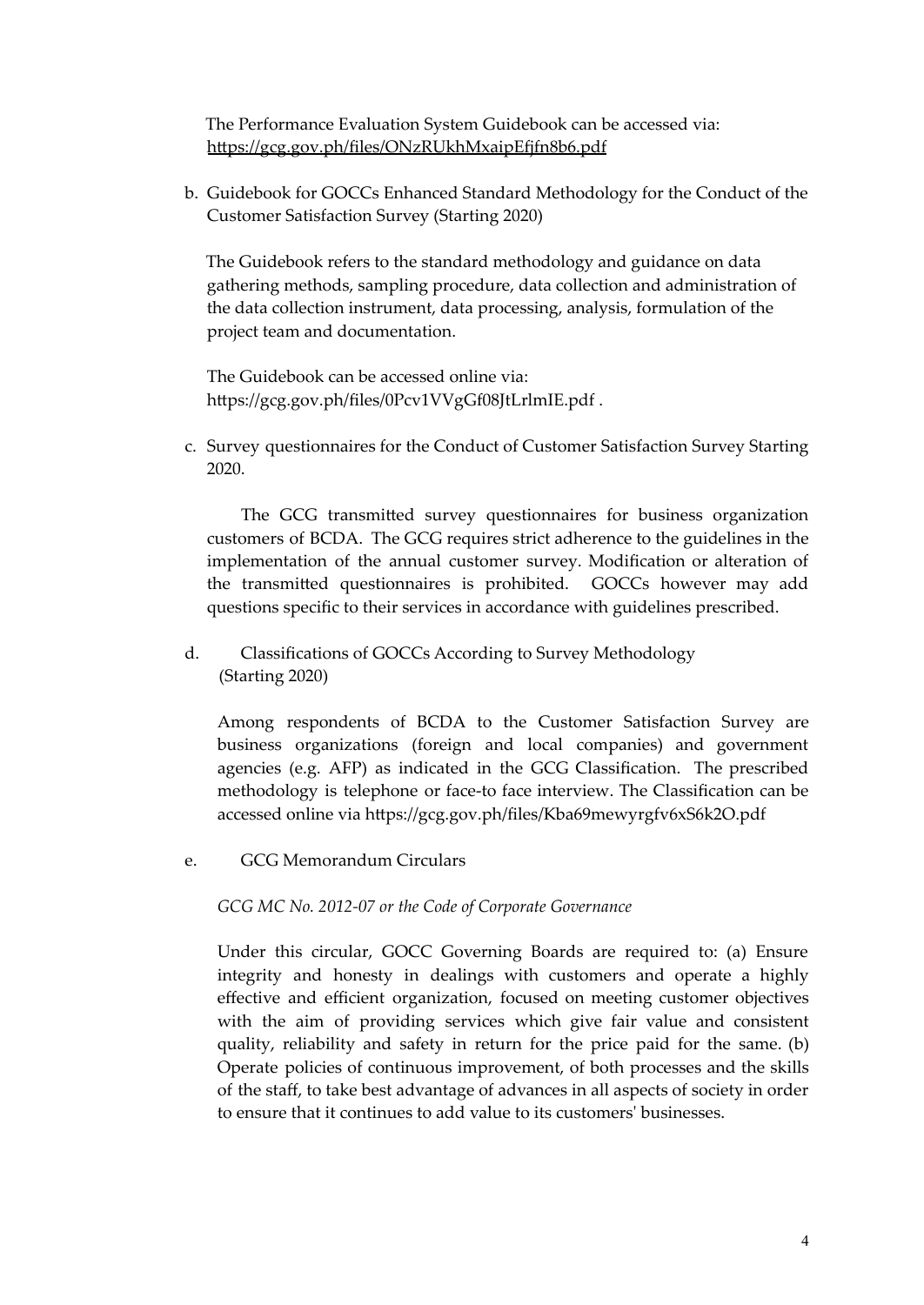The Performance Evaluation System Guidebook can be accessed via: https://gcg.gov.ph/files/ONzRUkhMxaipEfjfn8b6.pdf

b. Guidebook for GOCCs Enhanced Standard Methodology for the Conduct of the Customer Satisfaction Survey (Starting 2020)

The Guidebook refers to the standard methodology and guidance on data gathering methods, sampling procedure, data collection and administration of the data collection instrument, data processing, analysis, formulation of the project team and documentation.

The Guidebook can be accessed online via: https://gcg.gov.ph/files/0Pcv1VVgGf08JtLrlmIE.pdf .

c. Survey questionnaires for the Conduct of Customer Satisfaction Survey Starting 2020.

The GCG transmitted survey questionnaires for business organization customers of BCDA. The GCG requires strict adherence to the guidelines in the implementation of the annual customer survey. Modification or alteration of the transmitted questionnaires is prohibited. GOCCs however may add questions specific to their services in accordance with guidelines prescribed.

d. Classifications of GOCCs According to Survey Methodology (Starting 2020)

Among respondents of BCDA to the Customer Satisfaction Survey are business organizations (foreign and local companies) and government agencies (e.g. AFP) as indicated in the GCG Classification. The prescribed methodology is telephone or face-to face interview. The Classification can be accessed online via https://gcg.gov.ph/files/Kba69mewyrgfv6xS6k2O.pdf

e. GCG Memorandum Circulars

*GCG MC No. 2012-07 or the Code of Corporate Governance*

Under this circular, GOCC Governing Boards are required to: (a) Ensure integrity and honesty in dealings with customers and operate a highly effective and efficient organization, focused on meeting customer objectives with the aim of providing services which give fair value and consistent quality, reliability and safety in return for the price paid for the same. (b) Operate policies of continuous improvement, of both processes and the skills of the staff, to take best advantage of advances in all aspects of society in order to ensure that it continues to add value to its customers' businesses.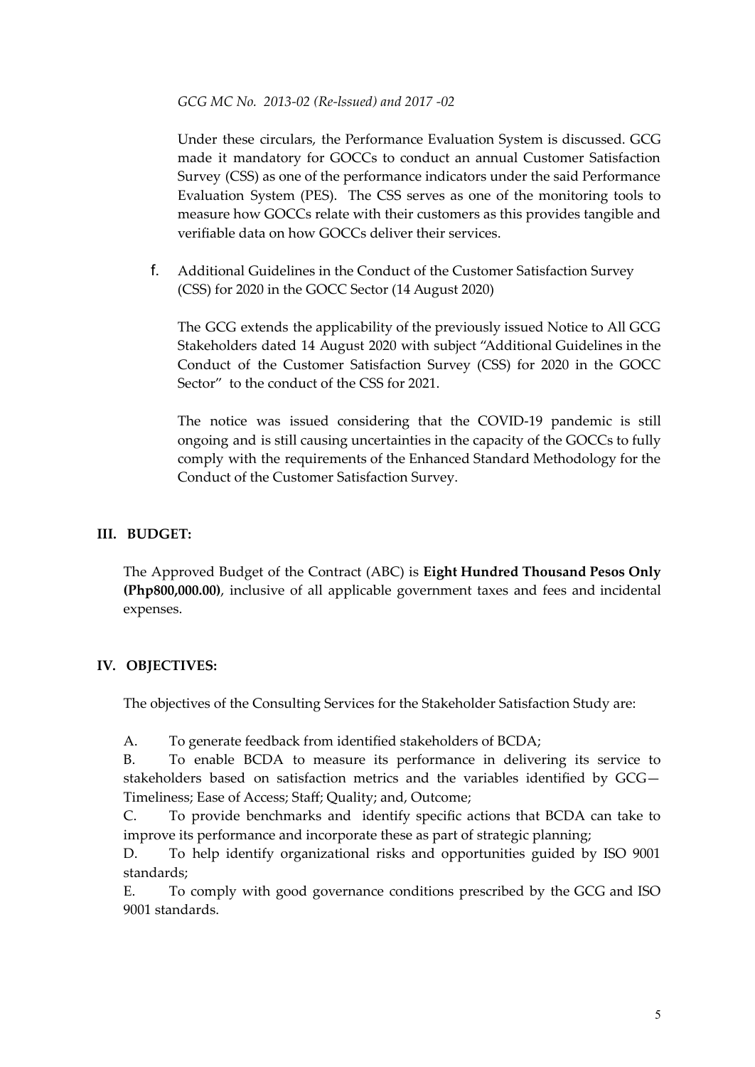*GCG MC No. 2013-02 (Re-lssued) and 2017 -02*

Under these circulars, the Performance Evaluation System is discussed. GCG made it mandatory for GOCCs to conduct an annual Customer Satisfaction Survey (CSS) as one of the performance indicators under the said Performance Evaluation System (PES). The CSS serves as one of the monitoring tools to measure how GOCCs relate with their customers as this provides tangible and verifiable data on how GOCCs deliver their services.

f. Additional Guidelines in the Conduct of the Customer Satisfaction Survey (CSS) for 2020 in the GOCC Sector (14 August 2020)

The GCG extends the applicability of the previously issued Notice to All GCG Stakeholders dated 14 August 2020 with subject "Additional Guidelines in the Conduct of the Customer Satisfaction Survey (CSS) for 2020 in the GOCC Sector" to the conduct of the CSS for 2021.

The notice was issued considering that the COVID-19 pandemic is still ongoing and is still causing uncertainties in the capacity of the GOCCs to fully comply with the requirements of the Enhanced Standard Methodology for the Conduct of the Customer Satisfaction Survey.

## III. BUDGET:

The Approved Budget of the Contract (ABC) is **Eight Hundred Thousand Pesos Only (Php800,000.00)**, inclusive of all applicable government taxes and fees and incidental expenses.

## IV. OBJECTIVES:

The objectives of the Consulting Services for the Stakeholder Satisfaction Study are:

A. To generate feedback from identified stakeholders of BCDA;

B. To enable BCDA to measure its performance in delivering its service to stakeholders based on satisfaction metrics and the variables identified by GCG—Timeliness; Ease of Access; Staff; Quality; and, Outcome;

C. To provide benchmarks and identify specific actions that BCDA can take to improve its performance and incorporate these as part of strategic planning;

D. To help identify organizational risks and opportunities guided by ISO 9001 standards;

E. To comply with good governance conditions prescribed by the GCG and ISO 9001 standards.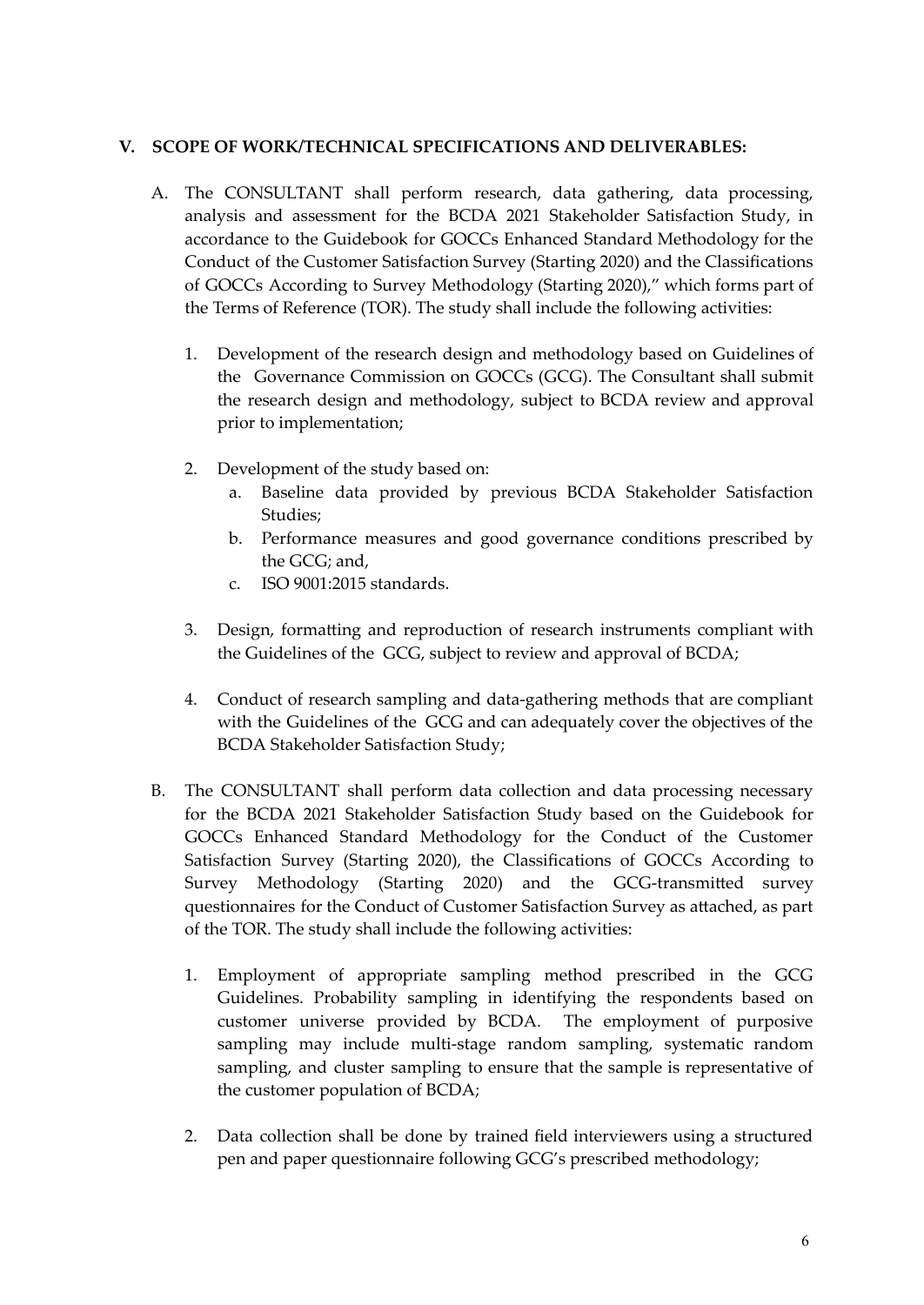## V. SCOPE OF WORK/TECHNICAL SPECIFICATIONS AND DELIVERABLES:

A. The CONSULTANT shall perform research, data gathering, data processing, analysis and assessment for the BCDA 2021 Stakeholder Satisfaction Study, in accordance to the Guidebook for GOCCs Enhanced Standard Methodology for the Conduct of the Customer Satisfaction Survey (Starting 2020) and the Classifications of GOCCs According to Survey Methodology (Starting 2020)," which forms part of the Terms of Reference (TOR). The study shall include the following activities:

   1. Development of the research design and methodology based on Guidelines of the Governance Commission on GOCCs (GCG). The Consultant shall submit the research design and methodology, subject to BCDA review and approval prior to implementation;

   2. Development of the study based on:
      a. Baseline data provided by previous BCDA Stakeholder Satisfaction Studies;
      b. Performance measures and good governance conditions prescribed by the GCG; and,
      c. ISO 9001:2015 standards.

   3. Design, formatting and reproduction of research instruments compliant with the Guidelines of the GCG, subject to review and approval of BCDA;

   4. Conduct of research sampling and data-gathering methods that are compliant with the Guidelines of the GCG and can adequately cover the objectives of the BCDA Stakeholder Satisfaction Study;

B. The CONSULTANT shall perform data collection and data processing necessary for the BCDA 2021 Stakeholder Satisfaction Study based on the Guidebook for GOCCs Enhanced Standard Methodology for the Conduct of the Customer Satisfaction Survey (Starting 2020), the Classifications of GOCCs According to Survey Methodology (Starting 2020) and the GCG-transmitted survey questionnaires for the Conduct of Customer Satisfaction Survey as attached, as part of the TOR. The study shall include the following activities:

   1. Employment of appropriate sampling method prescribed in the GCG Guidelines. Probability sampling in identifying the respondents based on customer universe provided by BCDA. The employment of purposive sampling may include multi-stage random sampling, systematic random sampling, and cluster sampling to ensure that the sample is representative of the customer population of BCDA;

   2. Data collection shall be done by trained field interviewers using a structured pen and paper questionnaire following GCG's prescribed methodology;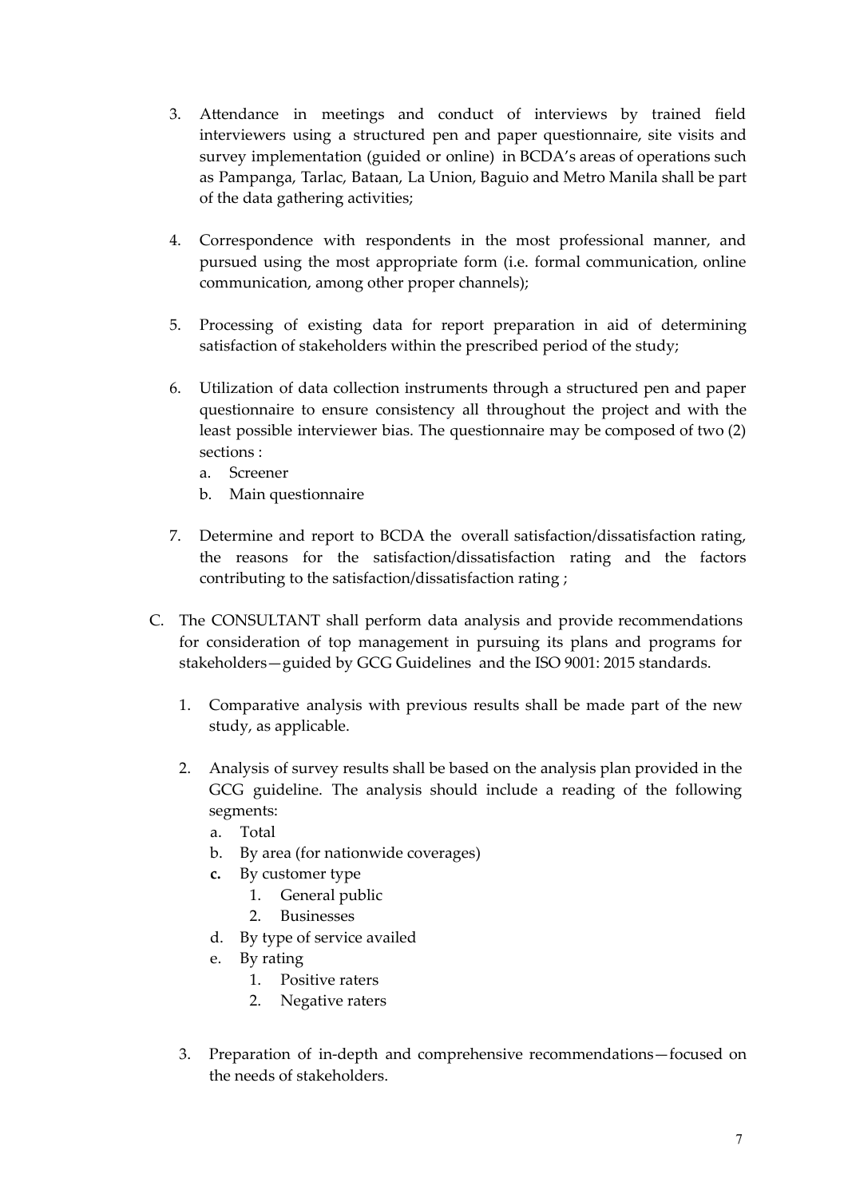3. Attendance in meetings and conduct of interviews by trained field interviewers using a structured pen and paper questionnaire, site visits and survey implementation (guided or online) in BCDA's areas of operations such as Pampanga, Tarlac, Bataan, La Union, Baguio and Metro Manila shall be part of the data gathering activities;

4. Correspondence with respondents in the most professional manner, and pursued using the most appropriate form (i.e. formal communication, online communication, among other proper channels);

5. Processing of existing data for report preparation in aid of determining satisfaction of stakeholders within the prescribed period of the study;

6. Utilization of data collection instruments through a structured pen and paper questionnaire to ensure consistency all throughout the project and with the least possible interviewer bias. The questionnaire may be composed of two (2) sections :
   a. Screener
   b. Main questionnaire

7. Determine and report to BCDA the overall satisfaction/dissatisfaction rating, the reasons for the satisfaction/dissatisfaction rating and the factors contributing to the satisfaction/dissatisfaction rating ;

C. The CONSULTANT shall perform data analysis and provide recommendations for consideration of top management in pursuing its plans and programs for stakeholders—guided by GCG Guidelines and the ISO 9001: 2015 standards.

   1. Comparative analysis with previous results shall be made part of the new study, as applicable.

   2. Analysis of survey results shall be based on the analysis plan provided in the GCG guideline. The analysis should include a reading of the following segments:
      a. Total
      b. By area (for nationwide coverages)
      **c.** By customer type
         1. General public
         2. Businesses
      d. By type of service availed
      e. By rating
         1. Positive raters
         2. Negative raters

   3. Preparation of in-depth and comprehensive recommendations—focused on the needs of stakeholders.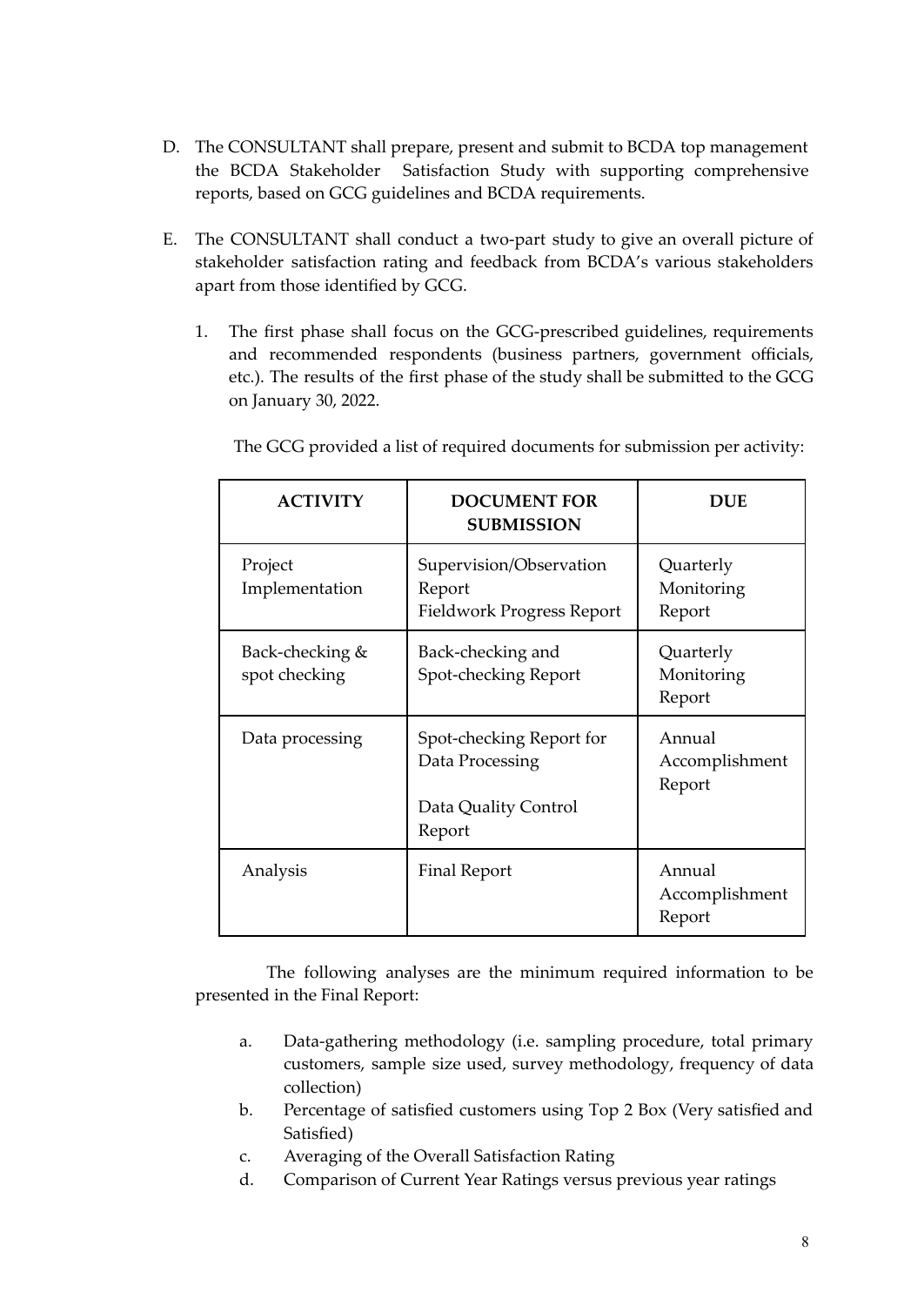D. The CONSULTANT shall prepare, present and submit to BCDA top management the BCDA Stakeholder Satisfaction Study with supporting comprehensive reports, based on GCG guidelines and BCDA requirements.

E. The CONSULTANT shall conduct a two-part study to give an overall picture of stakeholder satisfaction rating and feedback from BCDA's various stakeholders apart from those identified by GCG.

   1. The first phase shall focus on the GCG-prescribed guidelines, requirements and recommended respondents (business partners, government officials, etc.). The results of the first phase of the study shall be submitted to the GCG on January 30, 2022.

The GCG provided a list of required documents for submission per activity:

| ACTIVITY | DOCUMENT FOR SUBMISSION | DUE |
|---|---|---|
| Project Implementation | Supervision/Observation Report<br>Fieldwork Progress Report | Quarterly Monitoring Report |
| Back-checking & spot checking | Back-checking and Spot-checking Report | Quarterly Monitoring Report |
| Data processing | Spot-checking Report for Data Processing<br><br>Data Quality Control Report | Annual Accomplishment Report |
| Analysis | Final Report | Annual Accomplishment Report |

The following analyses are the minimum required information to be presented in the Final Report:

a. Data-gathering methodology (i.e. sampling procedure, total primary customers, sample size used, survey methodology, frequency of data collection)
b. Percentage of satisfied customers using Top 2 Box (Very satisfied and Satisfied)
c. Averaging of the Overall Satisfaction Rating
d. Comparison of Current Year Ratings versus previous year ratings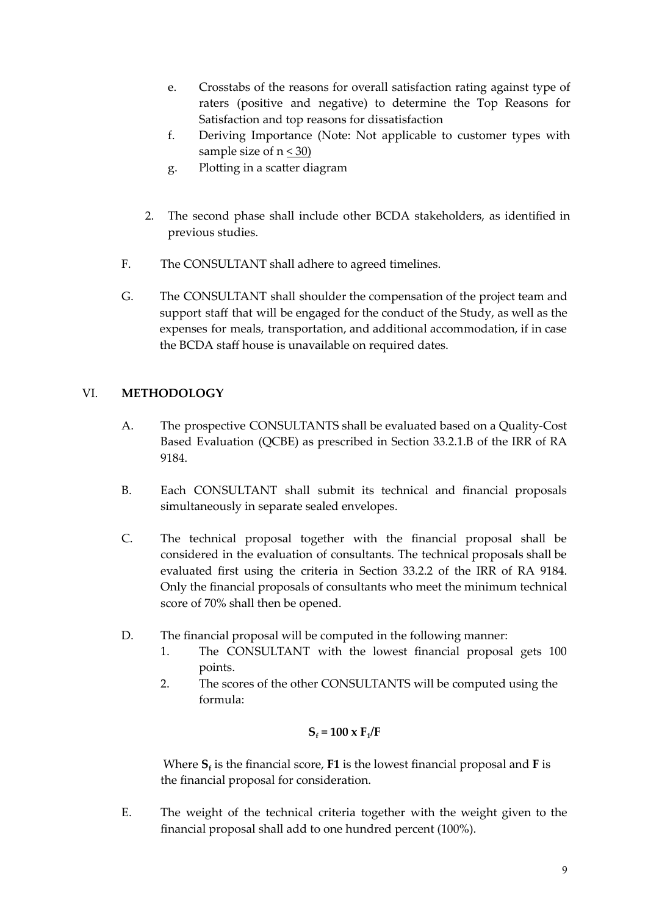e. Crosstabs of the reasons for overall satisfaction rating against type of raters (positive and negative) to determine the Top Reasons for Satisfaction and top reasons for dissatisfaction

f. Deriving Importance (Note: Not applicable to customer types with sample size of $n \leq 30$)

g. Plotting in a scatter diagram

2. The second phase shall include other BCDA stakeholders, as identified in previous studies.

F. The CONSULTANT shall adhere to agreed timelines.

G. The CONSULTANT shall shoulder the compensation of the project team and support staff that will be engaged for the conduct of the Study, as well as the expenses for meals, transportation, and additional accommodation, if in case the BCDA staff house is unavailable on required dates.

## VI. METHODOLOGY

A. The prospective CONSULTANTS shall be evaluated based on a Quality-Cost Based Evaluation (QCBE) as prescribed in Section 33.2.1.B of the IRR of RA 9184.

B. Each CONSULTANT shall submit its technical and financial proposals simultaneously in separate sealed envelopes.

C. The technical proposal together with the financial proposal shall be considered in the evaluation of consultants. The technical proposals shall be evaluated first using the criteria in Section 33.2.2 of the IRR of RA 9184. Only the financial proposals of consultants who meet the minimum technical score of 70% shall then be opened.

D. The financial proposal will be computed in the following manner:

1. The CONSULTANT with the lowest financial proposal gets 100 points.
2. The scores of the other CONSULTANTS will be computed using the formula:

$$S_f = 100 \times F_1/F$$

Where $S_f$ is the financial score, **F1** is the lowest financial proposal and **F** is the financial proposal for consideration.

E. The weight of the technical criteria together with the weight given to the financial proposal shall add to one hundred percent (100%).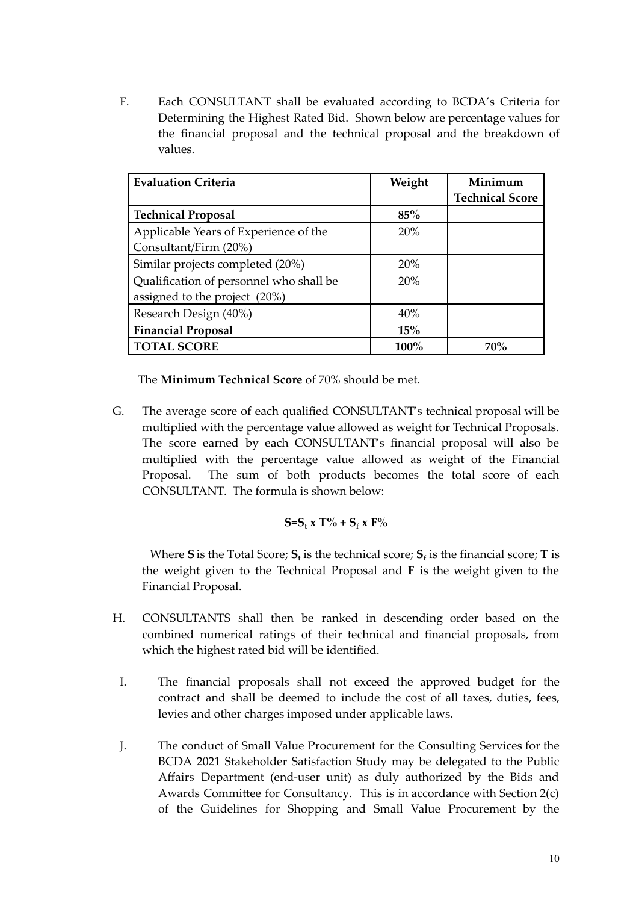F. Each CONSULTANT shall be evaluated according to BCDA's Criteria for Determining the Highest Rated Bid. Shown below are percentage values for the financial proposal and the technical proposal and the breakdown of values.

| Evaluation Criteria | Weight | Minimum Technical Score |
|---|---|---|
| **Technical Proposal** | **85%** | |
| Applicable Years of Experience of the Consultant/Firm (20%) | 20% | |
| Similar projects completed (20%) | 20% | |
| Qualification of personnel who shall be assigned to the project (20%) | 20% | |
| Research Design (40%) | 40% | |
| **Financial Proposal** | **15%** | |
| **TOTAL SCORE** | **100%** | **70%** |

The **Minimum Technical Score** of 70% should be met.

G. The average score of each qualified CONSULTANT's technical proposal will be multiplied with the percentage value allowed as weight for Technical Proposals. The score earned by each CONSULTANT's financial proposal will also be multiplied with the percentage value allowed as weight of the Financial Proposal. The sum of both products becomes the total score of each CONSULTANT. The formula is shown below:

$$S = S_t \times T\% + S_f \times F\%$$

Where **S** is the Total Score; $S_t$ is the technical score; $S_f$ is the financial score; **T** is the weight given to the Technical Proposal and **F** is the weight given to the Financial Proposal.

H. CONSULTANTS shall then be ranked in descending order based on the combined numerical ratings of their technical and financial proposals, from which the highest rated bid will be identified.

I. The financial proposals shall not exceed the approved budget for the contract and shall be deemed to include the cost of all taxes, duties, fees, levies and other charges imposed under applicable laws.

J. The conduct of Small Value Procurement for the Consulting Services for the BCDA 2021 Stakeholder Satisfaction Study may be delegated to the Public Affairs Department (end-user unit) as duly authorized by the Bids and Awards Committee for Consultancy. This is in accordance with Section 2(c) of the Guidelines for Shopping and Small Value Procurement by the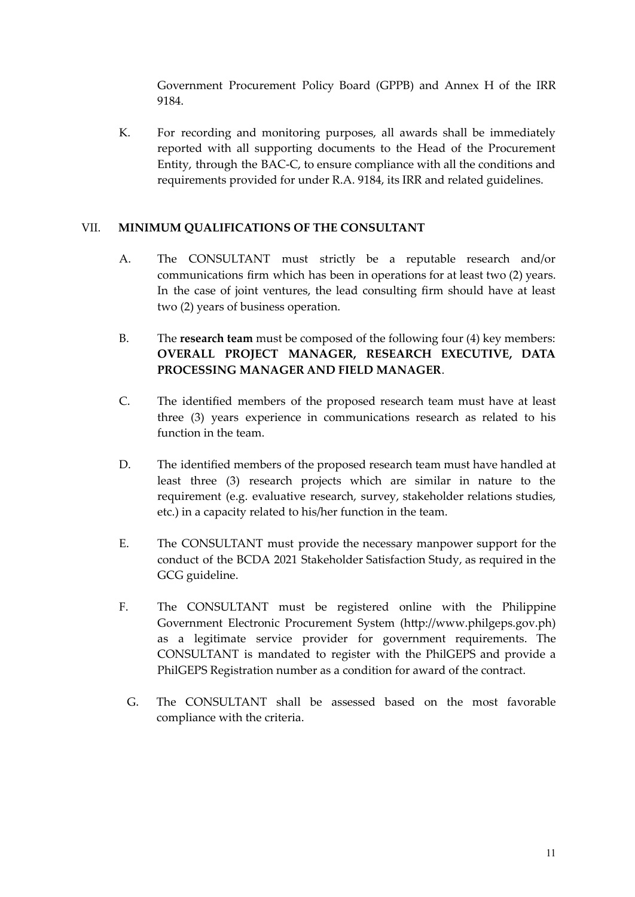Government Procurement Policy Board (GPPB) and Annex H of the IRR 9184.

K. For recording and monitoring purposes, all awards shall be immediately reported with all supporting documents to the Head of the Procurement Entity, through the BAC-C, to ensure compliance with all the conditions and requirements provided for under R.A. 9184, its IRR and related guidelines.

## VII. MINIMUM QUALIFICATIONS OF THE CONSULTANT

A. The CONSULTANT must strictly be a reputable research and/or communications firm which has been in operations for at least two (2) years. In the case of joint ventures, the lead consulting firm should have at least two (2) years of business operation.

B. The **research team** must be composed of the following four (4) key members: **OVERALL PROJECT MANAGER, RESEARCH EXECUTIVE, DATA PROCESSING MANAGER AND FIELD MANAGER**.

C. The identified members of the proposed research team must have at least three (3) years experience in communications research as related to his function in the team.

D. The identified members of the proposed research team must have handled at least three (3) research projects which are similar in nature to the requirement (e.g. evaluative research, survey, stakeholder relations studies, etc.) in a capacity related to his/her function in the team.

E. The CONSULTANT must provide the necessary manpower support for the conduct of the BCDA 2021 Stakeholder Satisfaction Study, as required in the GCG guideline.

F. The CONSULTANT must be registered online with the Philippine Government Electronic Procurement System (http://www.philgeps.gov.ph) as a legitimate service provider for government requirements. The CONSULTANT is mandated to register with the PhilGEPS and provide a PhilGEPS Registration number as a condition for award of the contract.

G. The CONSULTANT shall be assessed based on the most favorable compliance with the criteria.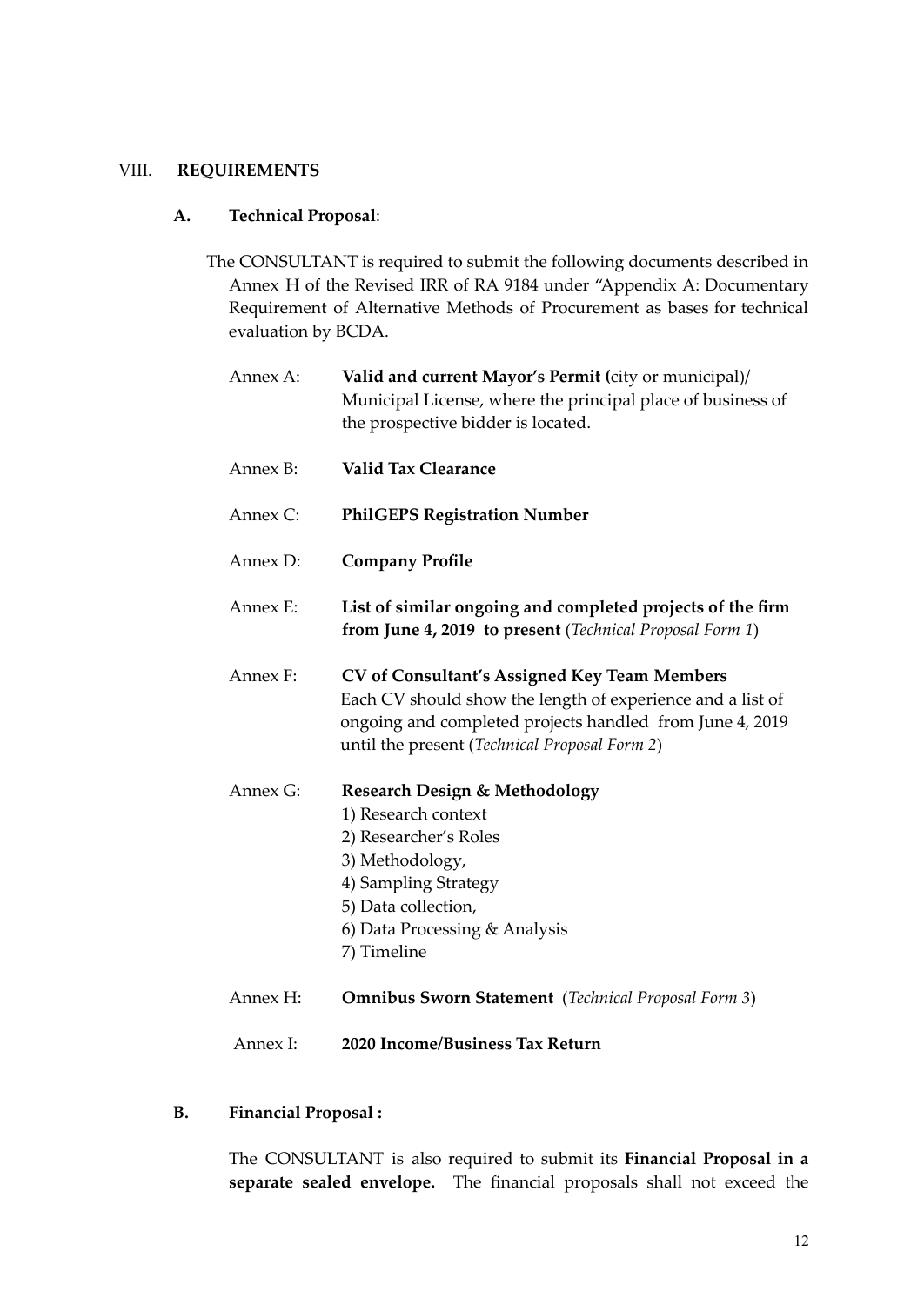## VIII. REQUIREMENTS

### A. Technical Proposal:

The CONSULTANT is required to submit the following documents described in Annex H of the Revised IRR of RA 9184 under "Appendix A: Documentary Requirement of Alternative Methods of Procurement as bases for technical evaluation by BCDA.

Annex A: **Valid and current Mayor's Permit (**city or municipal)/ Municipal License, where the principal place of business of the prospective bidder is located.

Annex B: **Valid Tax Clearance**

Annex C: **PhilGEPS Registration Number**

Annex D: **Company Profile**

Annex E: **List of similar ongoing and completed projects of the firm from June 4, 2019 to present** (*Technical Proposal Form 1*)

Annex F: **CV of Consultant's Assigned Key Team Members**
Each CV should show the length of experience and a list of ongoing and completed projects handled from June 4, 2019 until the present (*Technical Proposal Form 2*)

Annex G: **Research Design & Methodology**
1) Research context
2) Researcher's Roles
3) Methodology,
4) Sampling Strategy
5) Data collection,
6) Data Processing & Analysis
7) Timeline

Annex H: **Omnibus Sworn Statement** (*Technical Proposal Form 3*)

Annex I: **2020 Income/Business Tax Return**

### B. Financial Proposal :

The CONSULTANT is also required to submit its **Financial Proposal in a separate sealed envelope.** The financial proposals shall not exceed the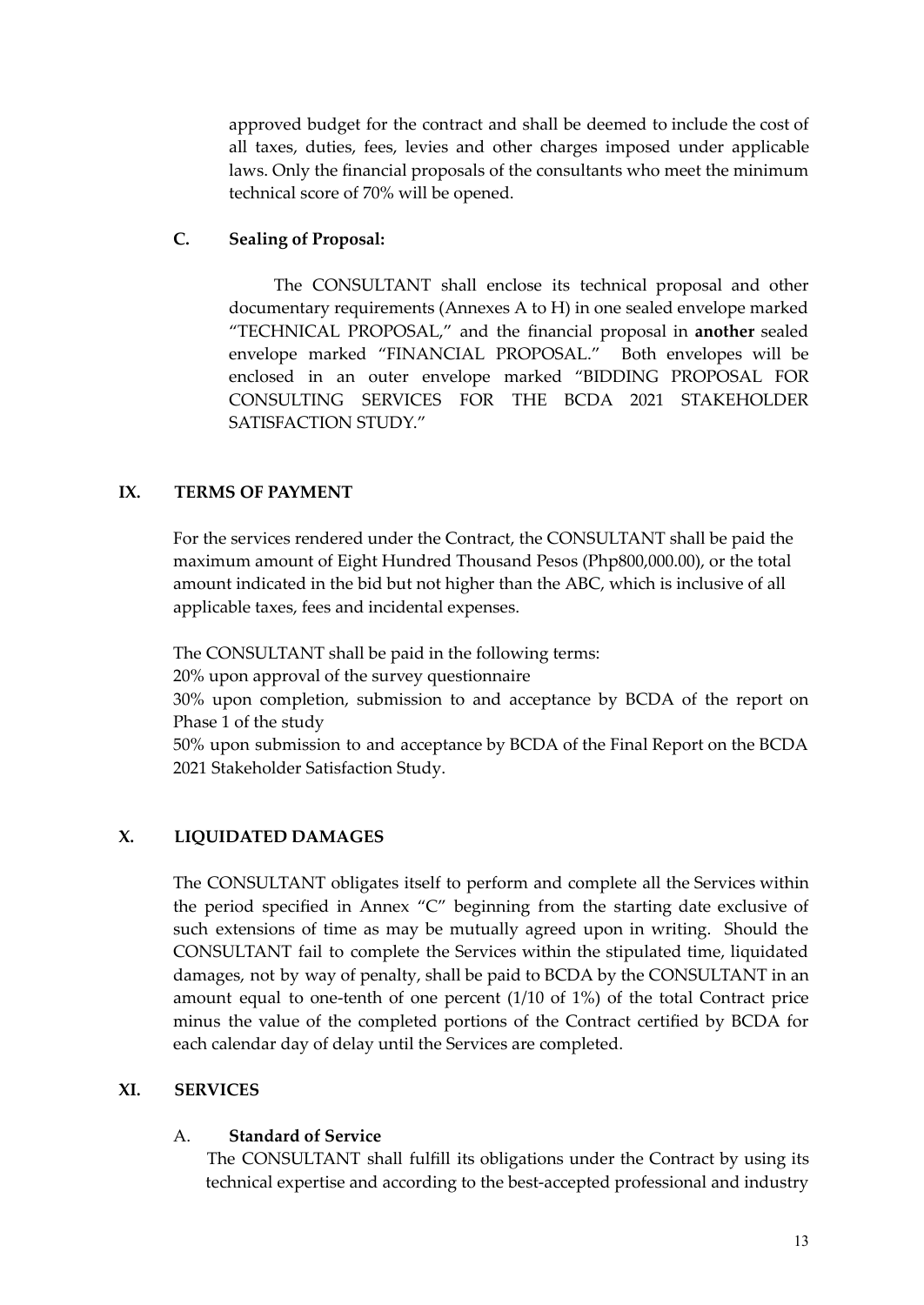approved budget for the contract and shall be deemed to include the cost of all taxes, duties, fees, levies and other charges imposed under applicable laws. Only the financial proposals of the consultants who meet the minimum technical score of 70% will be opened.

### C. Sealing of Proposal:

The CONSULTANT shall enclose its technical proposal and other documentary requirements (Annexes A to H) in one sealed envelope marked "TECHNICAL PROPOSAL," and the financial proposal in **another** sealed envelope marked "FINANCIAL PROPOSAL." Both envelopes will be enclosed in an outer envelope marked "BIDDING PROPOSAL FOR CONSULTING SERVICES FOR THE BCDA 2021 STAKEHOLDER SATISFACTION STUDY."

## IX. TERMS OF PAYMENT

For the services rendered under the Contract, the CONSULTANT shall be paid the maximum amount of Eight Hundred Thousand Pesos (Php800,000.00), or the total amount indicated in the bid but not higher than the ABC, which is inclusive of all applicable taxes, fees and incidental expenses.

The CONSULTANT shall be paid in the following terms:
20% upon approval of the survey questionnaire
30% upon completion, submission to and acceptance by BCDA of the report on Phase 1 of the study
50% upon submission to and acceptance by BCDA of the Final Report on the BCDA 2021 Stakeholder Satisfaction Study.

## X. LIQUIDATED DAMAGES

The CONSULTANT obligates itself to perform and complete all the Services within the period specified in Annex "C" beginning from the starting date exclusive of such extensions of time as may be mutually agreed upon in writing. Should the CONSULTANT fail to complete the Services within the stipulated time, liquidated damages, not by way of penalty, shall be paid to BCDA by the CONSULTANT in an amount equal to one-tenth of one percent (1/10 of 1%) of the total Contract price minus the value of the completed portions of the Contract certified by BCDA for each calendar day of delay until the Services are completed.

## XI. SERVICES

### A. Standard of Service

The CONSULTANT shall fulfill its obligations under the Contract by using its technical expertise and according to the best-accepted professional and industry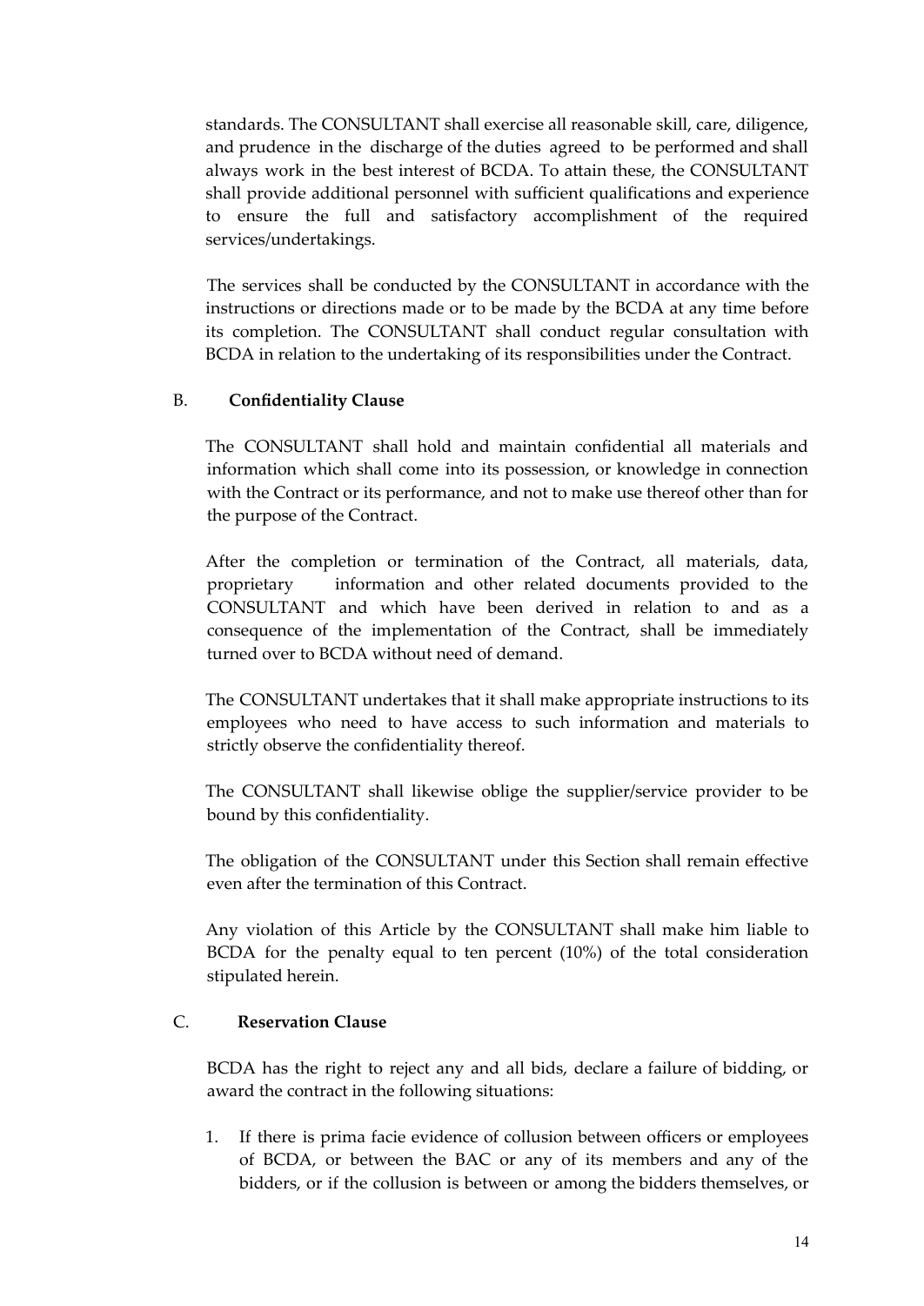standards. The CONSULTANT shall exercise all reasonable skill, care, diligence, and prudence in the discharge of the duties agreed to be performed and shall always work in the best interest of BCDA. To attain these, the CONSULTANT shall provide additional personnel with sufficient qualifications and experience to ensure the full and satisfactory accomplishment of the required services/undertakings.

The services shall be conducted by the CONSULTANT in accordance with the instructions or directions made or to be made by the BCDA at any time before its completion. The CONSULTANT shall conduct regular consultation with BCDA in relation to the undertaking of its responsibilities under the Contract.

B. **Confidentiality Clause**

The CONSULTANT shall hold and maintain confidential all materials and information which shall come into its possession, or knowledge in connection with the Contract or its performance, and not to make use thereof other than for the purpose of the Contract.

After the completion or termination of the Contract, all materials, data, proprietary information and other related documents provided to the CONSULTANT and which have been derived in relation to and as a consequence of the implementation of the Contract, shall be immediately turned over to BCDA without need of demand.

The CONSULTANT undertakes that it shall make appropriate instructions to its employees who need to have access to such information and materials to strictly observe the confidentiality thereof.

The CONSULTANT shall likewise oblige the supplier/service provider to be bound by this confidentiality.

The obligation of the CONSULTANT under this Section shall remain effective even after the termination of this Contract.

Any violation of this Article by the CONSULTANT shall make him liable to BCDA for the penalty equal to ten percent (10%) of the total consideration stipulated herein.

C. **Reservation Clause**

BCDA has the right to reject any and all bids, declare a failure of bidding, or award the contract in the following situations:

1. If there is prima facie evidence of collusion between officers or employees of BCDA, or between the BAC or any of its members and any of the bidders, or if the collusion is between or among the bidders themselves, or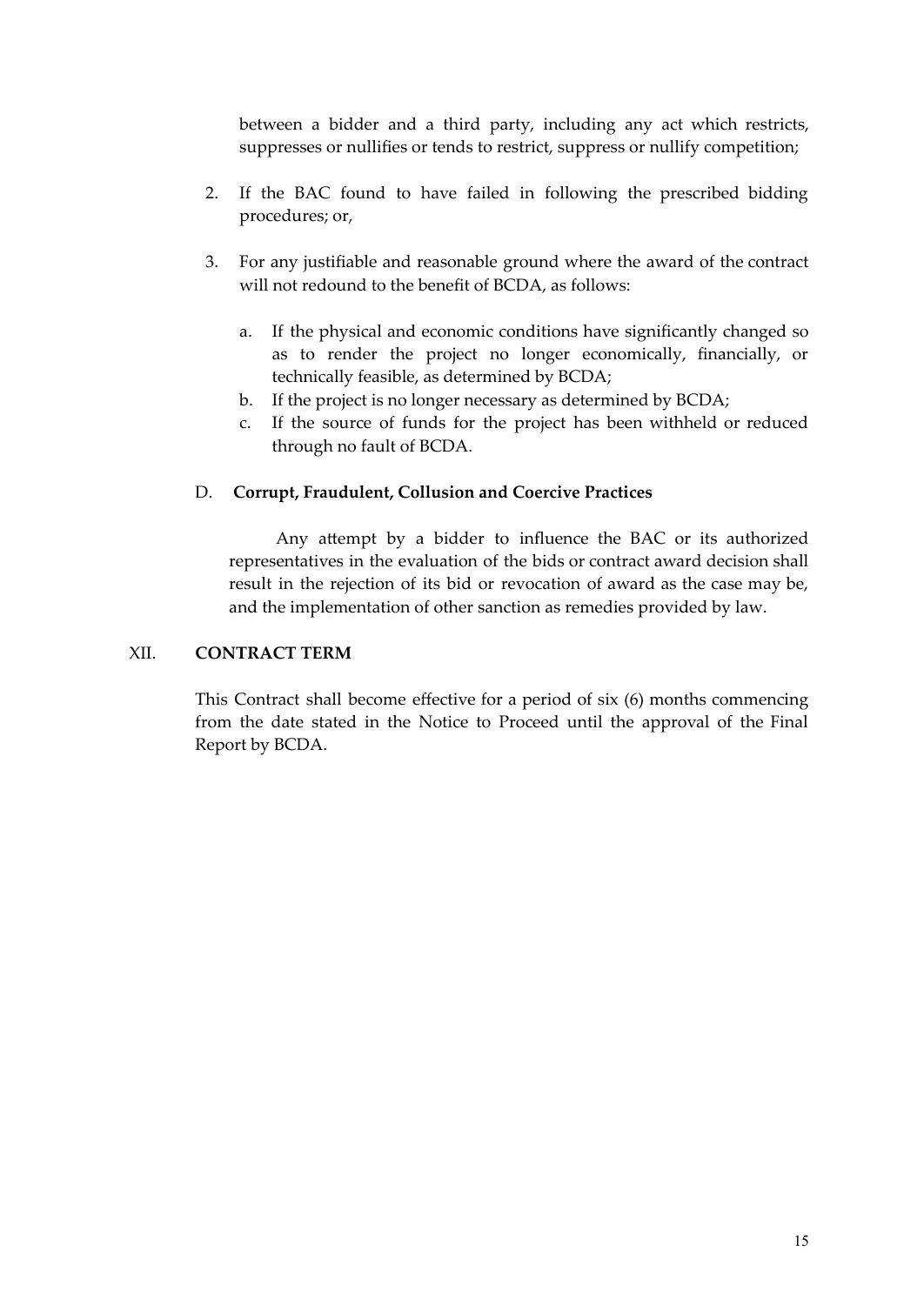between a bidder and a third party, including any act which restricts, suppresses or nullifies or tends to restrict, suppress or nullify competition;

2. If the BAC found to have failed in following the prescribed bidding procedures; or,

3. For any justifiable and reasonable ground where the award of the contract will not redound to the benefit of BCDA, as follows:

   a. If the physical and economic conditions have significantly changed so as to render the project no longer economically, financially, or technically feasible, as determined by BCDA;
   b. If the project is no longer necessary as determined by BCDA;
   c. If the source of funds for the project has been withheld or reduced through no fault of BCDA.

D. **Corrupt, Fraudulent, Collusion and Coercive Practices**

Any attempt by a bidder to influence the BAC or its authorized representatives in the evaluation of the bids or contract award decision shall result in the rejection of its bid or revocation of award as the case may be, and the implementation of other sanction as remedies provided by law.

## XII. CONTRACT TERM

This Contract shall become effective for a period of six (6) months commencing from the date stated in the Notice to Proceed until the approval of the Final Report by BCDA.